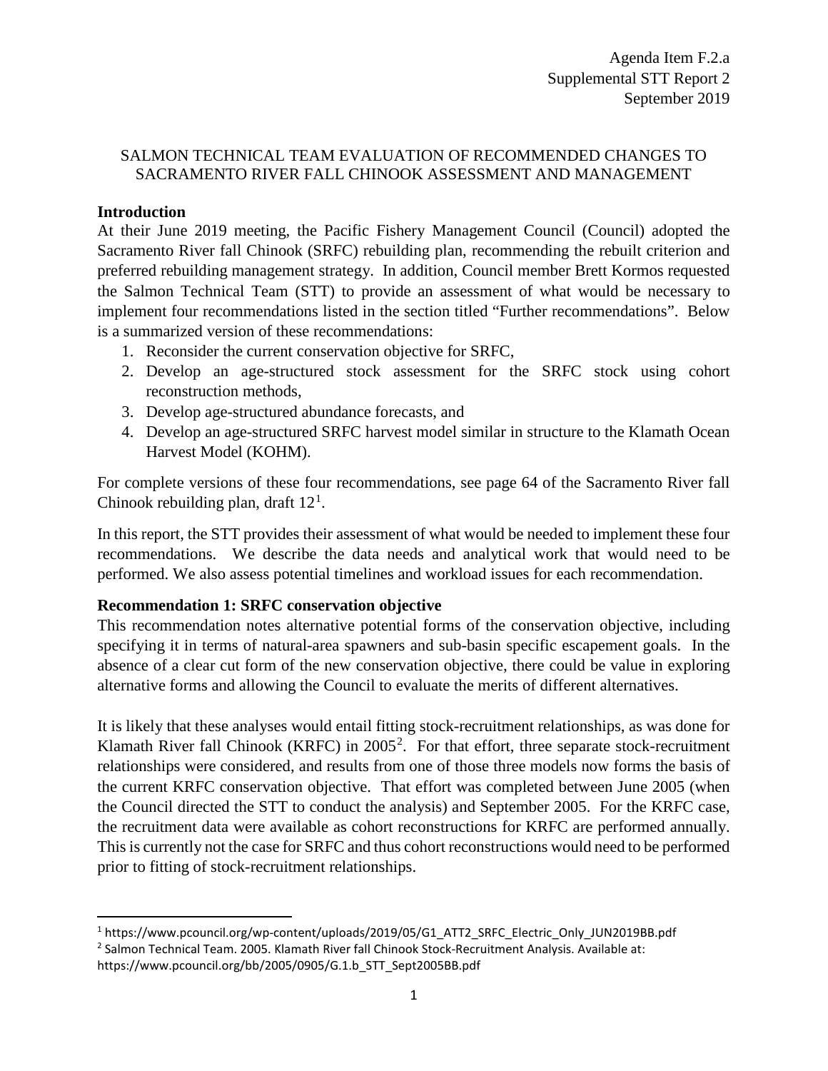Agenda Item F.2.a
Supplemental STT Report 2
September 2019

# SALMON TECHNICAL TEAM EVALUATION OF RECOMMENDED CHANGES TO SACRAMENTO RIVER FALL CHINOOK ASSESSMENT AND MANAGEMENT

## Introduction

At their June 2019 meeting, the Pacific Fishery Management Council (Council) adopted the Sacramento River fall Chinook (SRFC) rebuilding plan, recommending the rebuilt criterion and preferred rebuilding management strategy. In addition, Council member Brett Kormos requested the Salmon Technical Team (STT) to provide an assessment of what would be necessary to implement four recommendations listed in the section titled "Further recommendations". Below is a summarized version of these recommendations:

1. Reconsider the current conservation objective for SRFC,
2. Develop an age-structured stock assessment for the SRFC stock using cohort reconstruction methods,
3. Develop age-structured abundance forecasts, and
4. Develop an age-structured SRFC harvest model similar in structure to the Klamath Ocean Harvest Model (KOHM).

For complete versions of these four recommendations, see page 64 of the Sacramento River fall Chinook rebuilding plan, draft 12[1].

In this report, the STT provides their assessment of what would be needed to implement these four recommendations. We describe the data needs and analytical work that would need to be performed. We also assess potential timelines and workload issues for each recommendation.

## Recommendation 1: SRFC conservation objective

This recommendation notes alternative potential forms of the conservation objective, including specifying it in terms of natural-area spawners and sub-basin specific escapement goals. In the absence of a clear cut form of the new conservation objective, there could be value in exploring alternative forms and allowing the Council to evaluate the merits of different alternatives.

It is likely that these analyses would entail fitting stock-recruitment relationships, as was done for Klamath River fall Chinook (KRFC) in 2005[2]. For that effort, three separate stock-recruitment relationships were considered, and results from one of those three models now forms the basis of the current KRFC conservation objective. That effort was completed between June 2005 (when the Council directed the STT to conduct the analysis) and September 2005. For the KRFC case, the recruitment data were available as cohort reconstructions for KRFC are performed annually. This is currently not the case for SRFC and thus cohort reconstructions would need to be performed prior to fitting of stock-recruitment relationships.

---

[1] https://www.pcouncil.org/wp-content/uploads/2019/05/G1_ATT2_SRFC_Electric_Only_JUN2019BB.pdf

[2] Salmon Technical Team. 2005. Klamath River fall Chinook Stock-Recruitment Analysis. Available at: https://www.pcouncil.org/bb/2005/0905/G.1.b_STT_Sept2005BB.pdf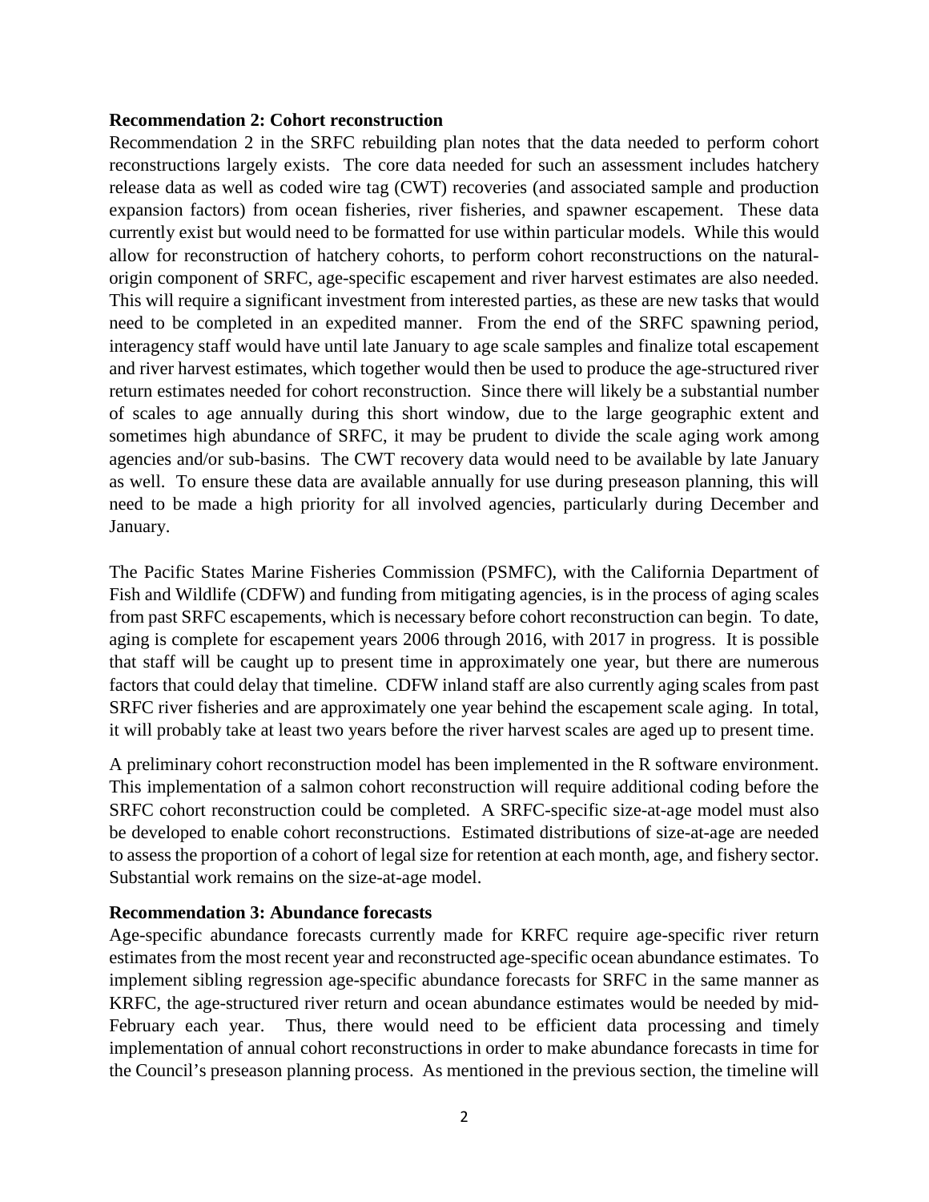**Recommendation 2: Cohort reconstruction**

Recommendation 2 in the SRFC rebuilding plan notes that the data needed to perform cohort reconstructions largely exists. The core data needed for such an assessment includes hatchery release data as well as coded wire tag (CWT) recoveries (and associated sample and production expansion factors) from ocean fisheries, river fisheries, and spawner escapement. These data currently exist but would need to be formatted for use within particular models. While this would allow for reconstruction of hatchery cohorts, to perform cohort reconstructions on the natural-origin component of SRFC, age-specific escapement and river harvest estimates are also needed. This will require a significant investment from interested parties, as these are new tasks that would need to be completed in an expedited manner. From the end of the SRFC spawning period, interagency staff would have until late January to age scale samples and finalize total escapement and river harvest estimates, which together would then be used to produce the age-structured river return estimates needed for cohort reconstruction. Since there will likely be a substantial number of scales to age annually during this short window, due to the large geographic extent and sometimes high abundance of SRFC, it may be prudent to divide the scale aging work among agencies and/or sub-basins. The CWT recovery data would need to be available by late January as well. To ensure these data are available annually for use during preseason planning, this will need to be made a high priority for all involved agencies, particularly during December and January.

The Pacific States Marine Fisheries Commission (PSMFC), with the California Department of Fish and Wildlife (CDFW) and funding from mitigating agencies, is in the process of aging scales from past SRFC escapements, which is necessary before cohort reconstruction can begin. To date, aging is complete for escapement years 2006 through 2016, with 2017 in progress. It is possible that staff will be caught up to present time in approximately one year, but there are numerous factors that could delay that timeline. CDFW inland staff are also currently aging scales from past SRFC river fisheries and are approximately one year behind the escapement scale aging. In total, it will probably take at least two years before the river harvest scales are aged up to present time.

A preliminary cohort reconstruction model has been implemented in the R software environment. This implementation of a salmon cohort reconstruction will require additional coding before the SRFC cohort reconstruction could be completed. A SRFC-specific size-at-age model must also be developed to enable cohort reconstructions. Estimated distributions of size-at-age are needed to assess the proportion of a cohort of legal size for retention at each month, age, and fishery sector. Substantial work remains on the size-at-age model.

**Recommendation 3: Abundance forecasts**

Age-specific abundance forecasts currently made for KRFC require age-specific river return estimates from the most recent year and reconstructed age-specific ocean abundance estimates. To implement sibling regression age-specific abundance forecasts for SRFC in the same manner as KRFC, the age-structured river return and ocean abundance estimates would be needed by mid-February each year. Thus, there would need to be efficient data processing and timely implementation of annual cohort reconstructions in order to make abundance forecasts in time for the Council's preseason planning process. As mentioned in the previous section, the timeline will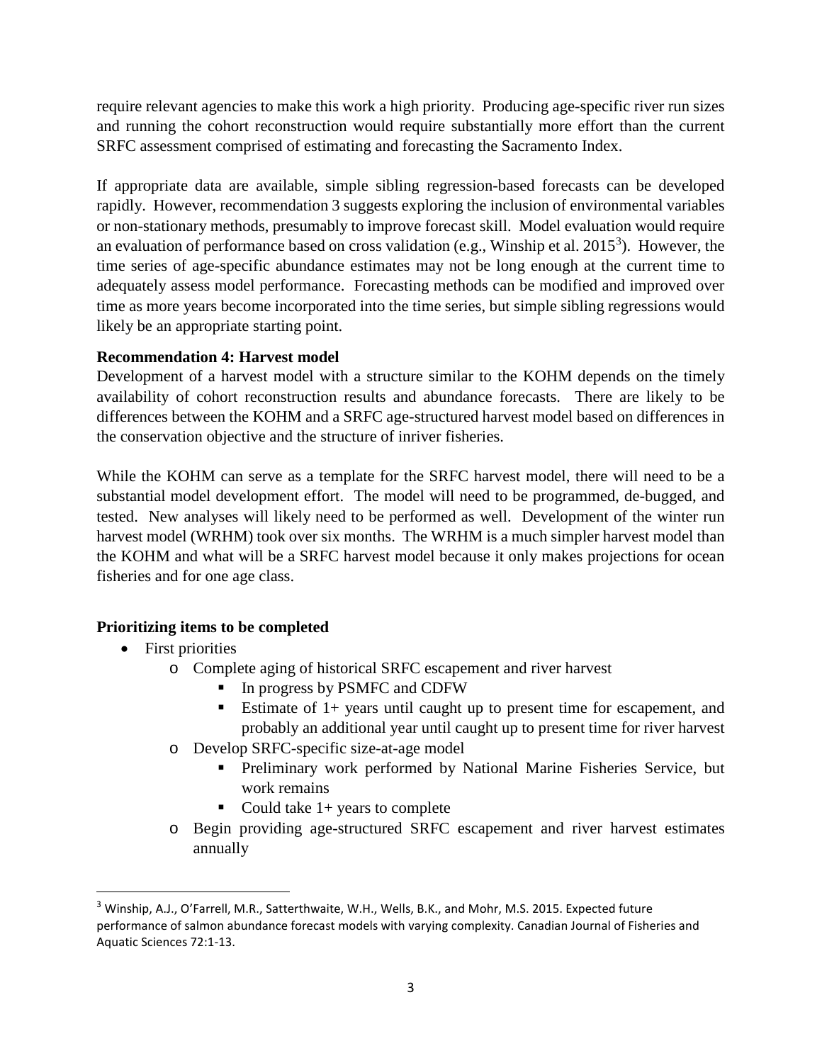require relevant agencies to make this work a high priority. Producing age-specific river run sizes and running the cohort reconstruction would require substantially more effort than the current SRFC assessment comprised of estimating and forecasting the Sacramento Index.

If appropriate data are available, simple sibling regression-based forecasts can be developed rapidly. However, recommendation 3 suggests exploring the inclusion of environmental variables or non-stationary methods, presumably to improve forecast skill. Model evaluation would require an evaluation of performance based on cross validation (e.g., Winship et al. 2015[3]). However, the time series of age-specific abundance estimates may not be long enough at the current time to adequately assess model performance. Forecasting methods can be modified and improved over time as more years become incorporated into the time series, but simple sibling regressions would likely be an appropriate starting point.

**Recommendation 4: Harvest model**

Development of a harvest model with a structure similar to the KOHM depends on the timely availability of cohort reconstruction results and abundance forecasts. There are likely to be differences between the KOHM and a SRFC age-structured harvest model based on differences in the conservation objective and the structure of inriver fisheries.

While the KOHM can serve as a template for the SRFC harvest model, there will need to be a substantial model development effort. The model will need to be programmed, de-bugged, and tested. New analyses will likely need to be performed as well. Development of the winter run harvest model (WRHM) took over six months. The WRHM is a much simpler harvest model than the KOHM and what will be a SRFC harvest model because it only makes projections for ocean fisheries and for one age class.

**Prioritizing items to be completed**

- First priorities
  - Complete aging of historical SRFC escapement and river harvest
    - In progress by PSMFC and CDFW
    - Estimate of 1+ years until caught up to present time for escapement, and probably an additional year until caught up to present time for river harvest
  - Develop SRFC-specific size-at-age model
    - Preliminary work performed by National Marine Fisheries Service, but work remains
    - Could take 1+ years to complete
  - Begin providing age-structured SRFC escapement and river harvest estimates annually

---

[3] Winship, A.J., O'Farrell, M.R., Satterthwaite, W.H., Wells, B.K., and Mohr, M.S. 2015. Expected future performance of salmon abundance forecast models with varying complexity. Canadian Journal of Fisheries and Aquatic Sciences 72:1-13.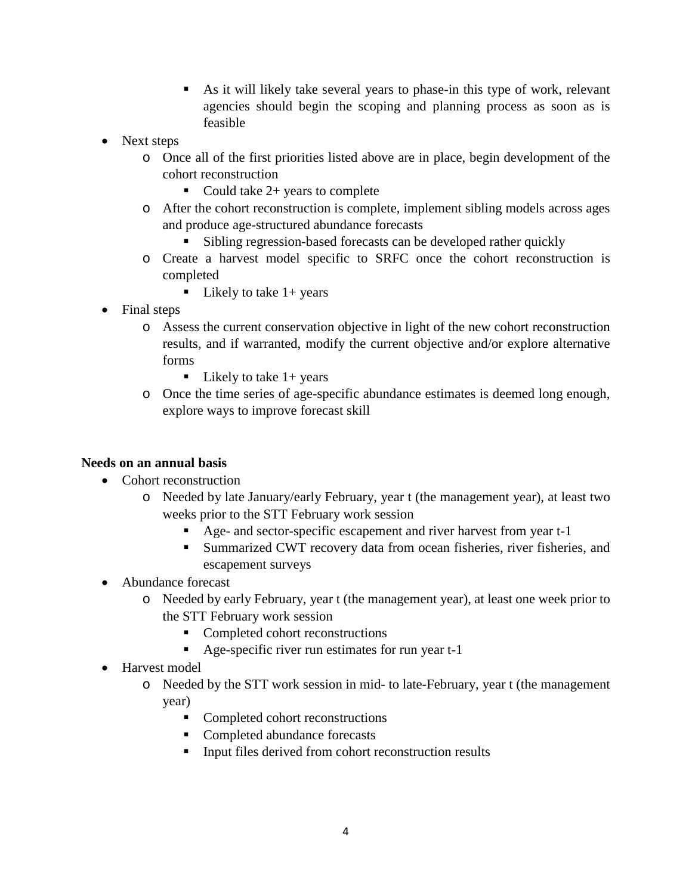- As it will likely take several years to phase-in this type of work, relevant agencies should begin the scoping and planning process as soon as is feasible

- Next steps
    - Once all of the first priorities listed above are in place, begin development of the cohort reconstruction
        - Could take 2+ years to complete
    - After the cohort reconstruction is complete, implement sibling models across ages and produce age-structured abundance forecasts
        - Sibling regression-based forecasts can be developed rather quickly
    - Create a harvest model specific to SRFC once the cohort reconstruction is completed
        - Likely to take 1+ years
- Final steps
    - Assess the current conservation objective in light of the new cohort reconstruction results, and if warranted, modify the current objective and/or explore alternative forms
        - Likely to take 1+ years
    - Once the time series of age-specific abundance estimates is deemed long enough, explore ways to improve forecast skill

**Needs on an annual basis**

- Cohort reconstruction
    - Needed by late January/early February, year t (the management year), at least two weeks prior to the STT February work session
        - Age- and sector-specific escapement and river harvest from year t-1
        - Summarized CWT recovery data from ocean fisheries, river fisheries, and escapement surveys
- Abundance forecast
    - Needed by early February, year t (the management year), at least one week prior to the STT February work session
        - Completed cohort reconstructions
        - Age-specific river run estimates for run year t-1
- Harvest model
    - Needed by the STT work session in mid- to late-February, year t (the management year)
        - Completed cohort reconstructions
        - Completed abundance forecasts
        - Input files derived from cohort reconstruction results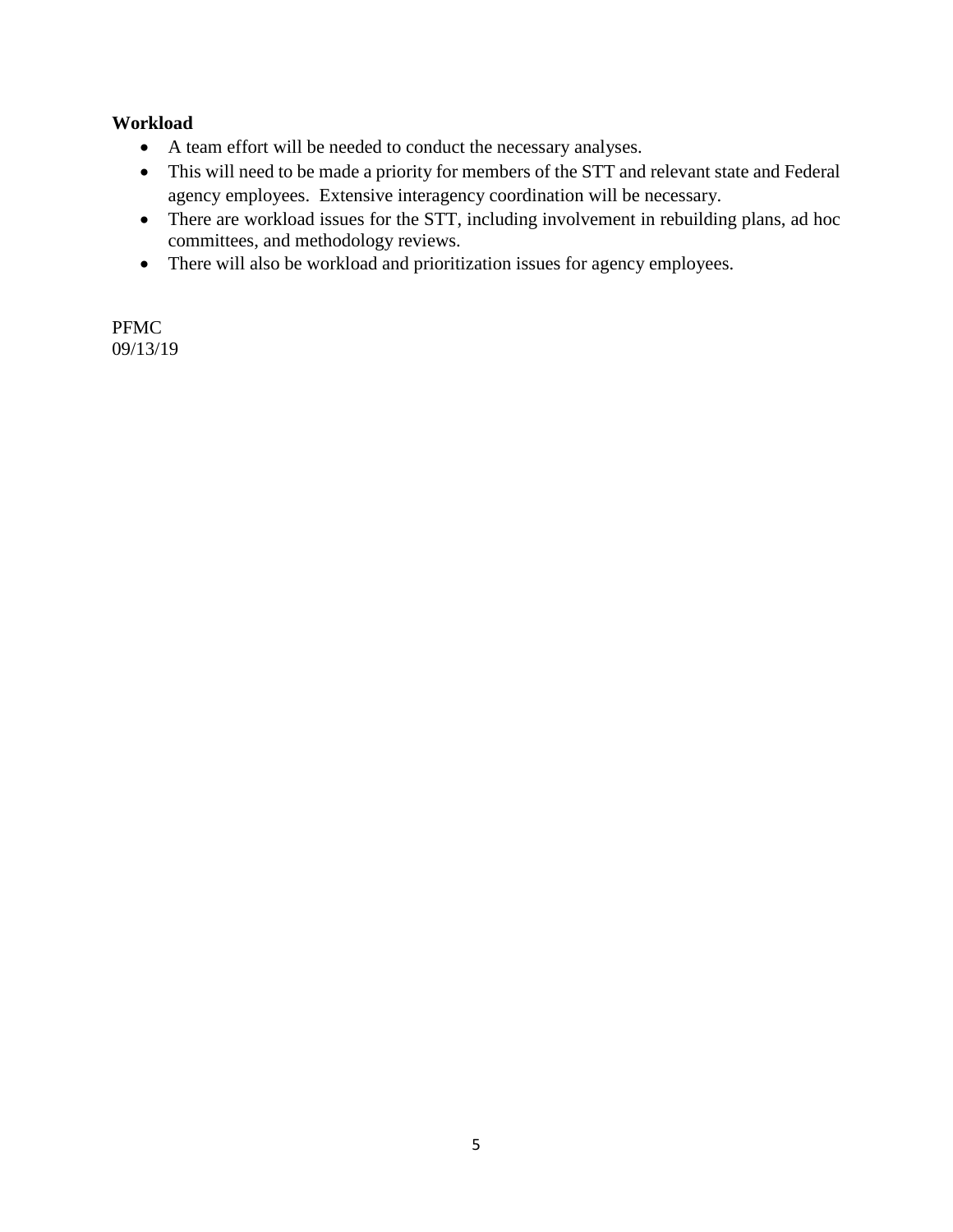**Workload**

- A team effort will be needed to conduct the necessary analyses.
- This will need to be made a priority for members of the STT and relevant state and Federal agency employees. Extensive interagency coordination will be necessary.
- There are workload issues for the STT, including involvement in rebuilding plans, ad hoc committees, and methodology reviews.
- There will also be workload and prioritization issues for agency employees.

PFMC
09/13/19